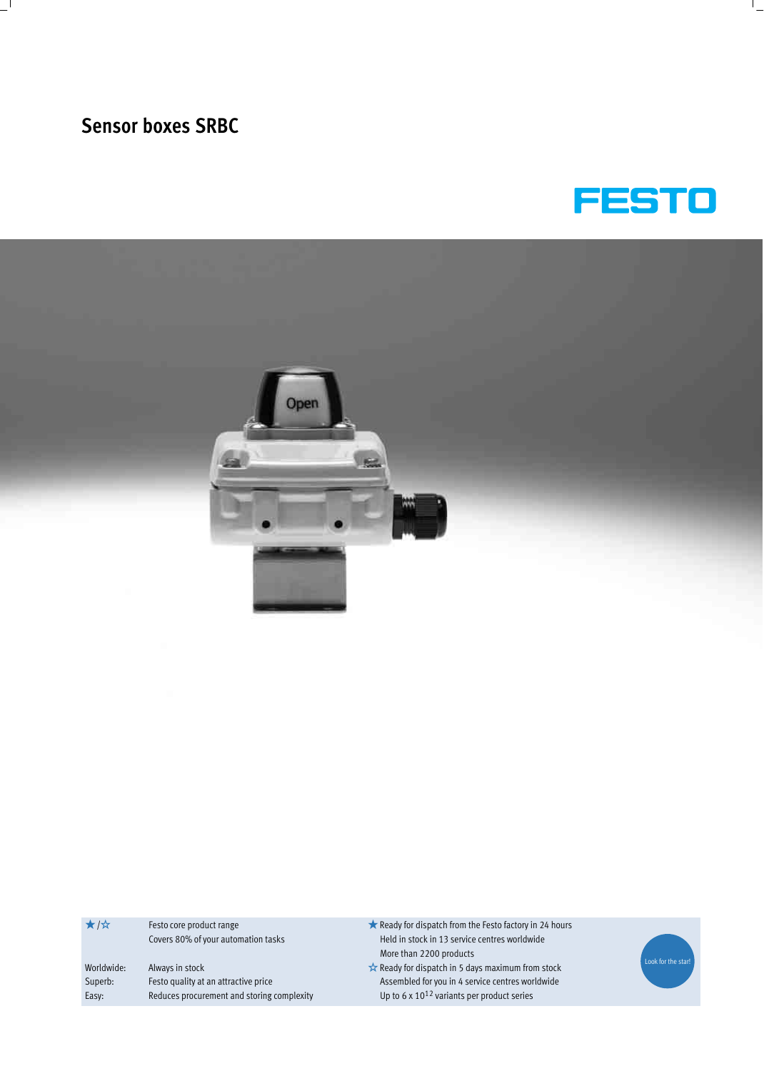# Sensor boxes SRBC

FESTO

| ★/☆ | Festo core product range | ★ Ready for dispatch from the Festo factory in 24 hours |
|---|---|---|
| | Covers 80% of your automation tasks | Held in stock in 13 service centres worldwide |
| | | More than 2200 products |
| Worldwide: | Always in stock | ☆ Ready for dispatch in 5 days maximum from stock |
| Superb: | Festo quality at an attractive price | Assembled for you in 4 service centres worldwide |
| Easy: | Reduces procurement and storing complexity | Up to 6 x $10^{12}$ variants per product series |

Look for the star!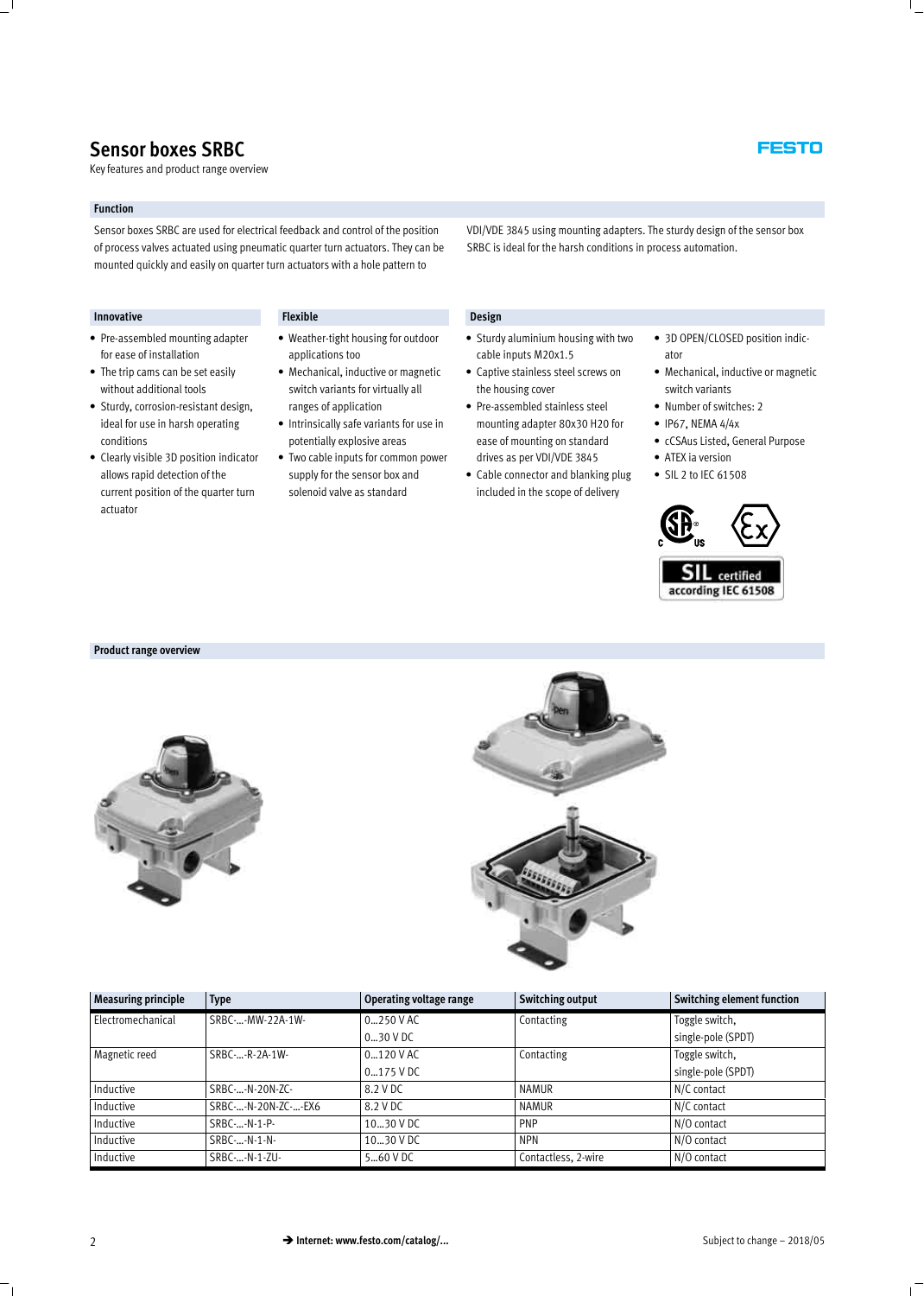# Sensor boxes SRBC

Key features and product range overview

## Function

Sensor boxes SRBC are used for electrical feedback and control of the position of process valves actuated using pneumatic quarter turn actuators. They can be mounted quickly and easily on quarter turn actuators with a hole pattern to VDI/VDE 3845 using mounting adapters. The sturdy design of the sensor box SRBC is ideal for the harsh conditions in process automation.

### Innovative

- Pre-assembled mounting adapter for ease of installation
- The trip cams can be set easily without additional tools
- Sturdy, corrosion-resistant design, ideal for use in harsh operating conditions
- Clearly visible 3D position indicator allows rapid detection of the current position of the quarter turn actuator

### Flexible

- Weather-tight housing for outdoor applications too
- Mechanical, inductive or magnetic switch variants for virtually all ranges of application
- Intrinsically safe variants for use in potentially explosive areas
- Two cable inputs for common power supply for the sensor box and solenoid valve as standard

### Design

- Sturdy aluminium housing with two cable inputs M20x1.5
- Captive stainless steel screws on the housing cover
- Pre-assembled stainless steel mounting adapter 80x30 H20 for ease of mounting on standard drives as per VDI/VDE 3845
- Cable connector and blanking plug included in the scope of delivery
- 3D OPEN/CLOSED position indicator
- Mechanical, inductive or magnetic switch variants
- Number of switches: 2
- IP67, NEMA 4/4x
- cCSAus Listed, General Purpose
- ATEX ia version
- SIL 2 to IEC 61508

SIL certified according IEC 61508

## Product range overview

| Measuring principle | Type | Operating voltage range | Switching output | Switching element function |
|---|---|---|---|---|
| Electromechanical | SRBC-…-MW-22A-1W- | 0…250 V AC<br>0…30 V DC | Contacting | Toggle switch, single-pole (SPDT) |
| Magnetic reed | SRBC-…-R-2A-1W- | 0…120 V AC<br>0…175 V DC | Contacting | Toggle switch, single-pole (SPDT) |
| Inductive | SRBC-…-N-20N-ZC- | 8.2 V DC | NAMUR | N/C contact |
| Inductive | SRBC-…-N-20N-ZC-…-EX6 | 8.2 V DC | NAMUR | N/C contact |
| Inductive | SRBC-…-N-1-P- | 10…30 V DC | PNP | N/O contact |
| Inductive | SRBC-…-N-1-N- | 10…30 V DC | NPN | N/O contact |
| Inductive | SRBC-…-N-1-ZU- | 5…60 V DC | Contactless, 2-wire | N/O contact |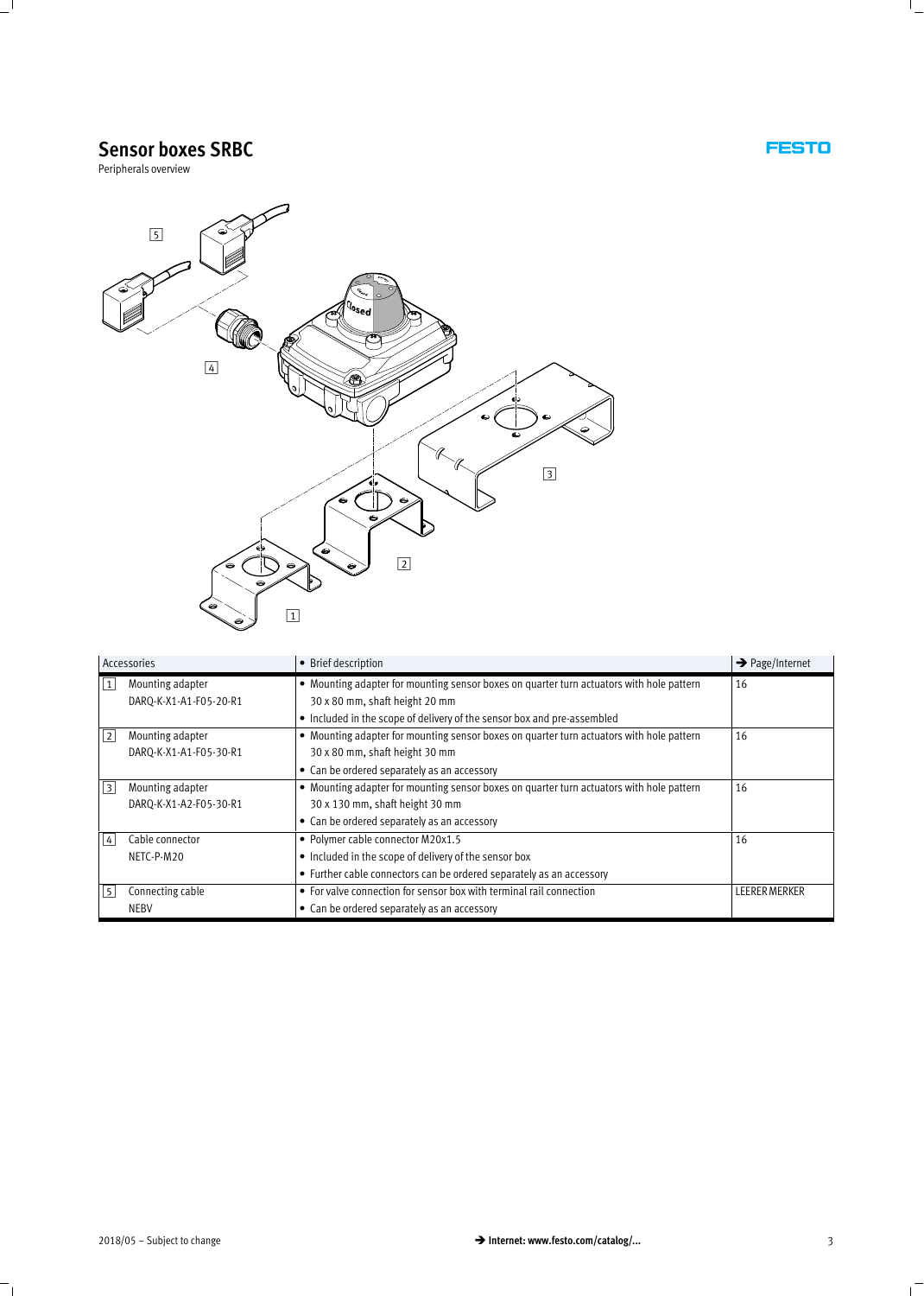# Sensor boxes SRBC

Peripherals overview

| Accessories | | • Brief description | → Page/Internet |
|---|---|---|---|
| 1 | Mounting adapter DARQ-K-X1-A1-F05-20-R1 | • Mounting adapter for mounting sensor boxes on quarter turn actuators with hole pattern 30 x 80 mm, shaft height 20 mm<br>• Included in the scope of delivery of the sensor box and pre-assembled | 16 |
| 2 | Mounting adapter DARQ-K-X1-A1-F05-30-R1 | • Mounting adapter for mounting sensor boxes on quarter turn actuators with hole pattern 30 x 80 mm, shaft height 30 mm<br>• Can be ordered separately as an accessory | 16 |
| 3 | Mounting adapter DARQ-K-X1-A2-F05-30-R1 | • Mounting adapter for mounting sensor boxes on quarter turn actuators with hole pattern 30 x 130 mm, shaft height 30 mm<br>• Can be ordered separately as an accessory | 16 |
| 4 | Cable connector NETC-P-M20 | • Polymer cable connector M20x1.5<br>• Included in the scope of delivery of the sensor box<br>• Further cable connectors can be ordered separately as an accessory | 16 |
| 5 | Connecting cable NEBV | • For valve connection for sensor box with terminal rail connection<br>• Can be ordered separately as an accessory | LEERER MERKER |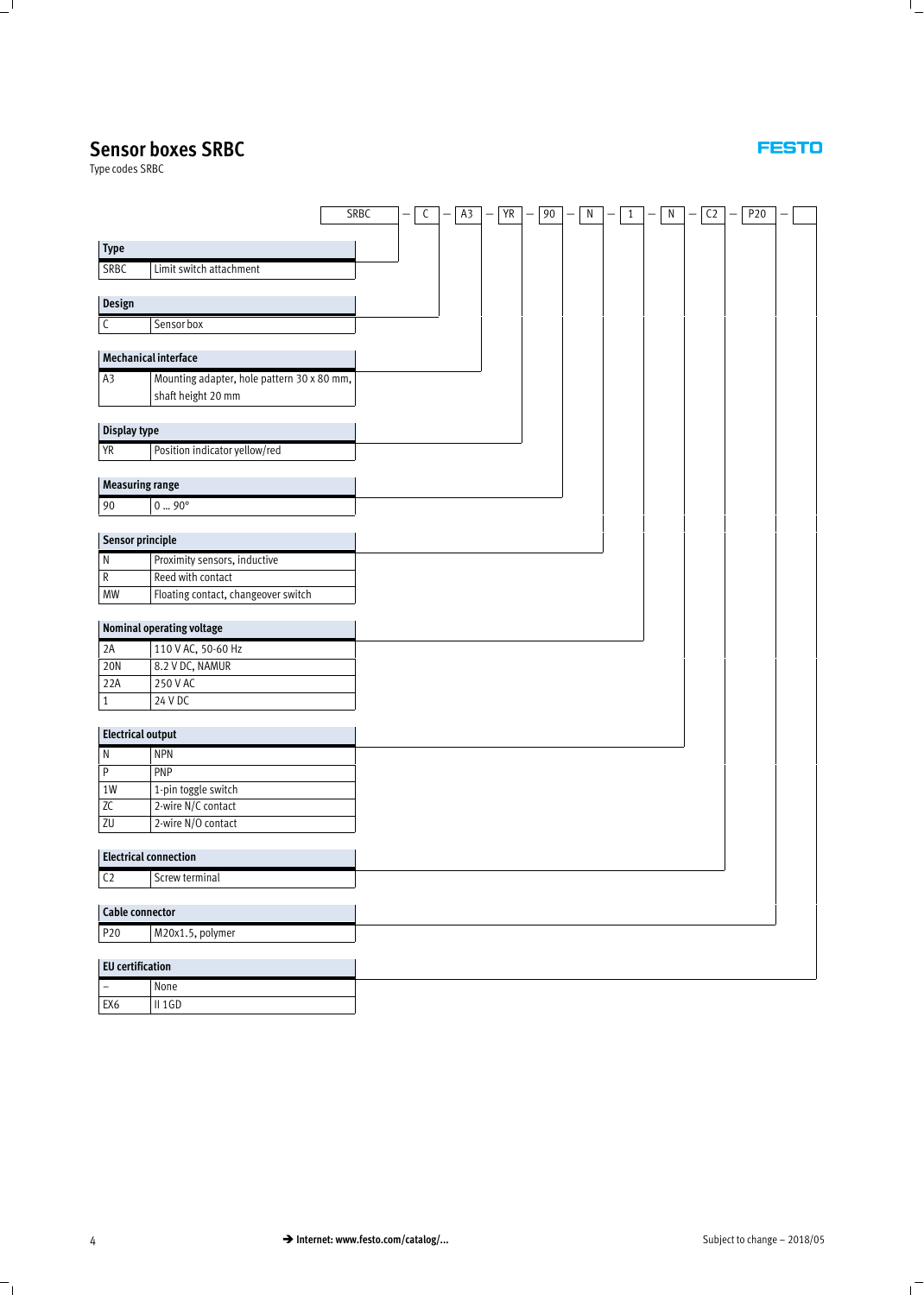# Sensor boxes SRBC

Type codes SRBC

SRBC – C – A3 – YR – 90 – N – 1 – N – C2 – P20 –

| **Type** | |
|---|---|
| SRBC | Limit switch attachment |

| **Design** | |
|---|---|
| C | Sensor box |

| **Mechanical interface** | |
|---|---|
| A3 | Mounting adapter, hole pattern 30 x 80 mm, shaft height 20 mm |

| **Display type** | |
|---|---|
| YR | Position indicator yellow/red |

| **Measuring range** | |
|---|---|
| 90 | 0 … 90° |

| **Sensor principle** | |
|---|---|
| N | Proximity sensors, inductive |
| R | Reed with contact |
| MW | Floating contact, changeover switch |

| **Nominal operating voltage** | |
|---|---|
| 2A | 110 V AC, 50-60 Hz |
| 20N | 8.2 V DC, NAMUR |
| 22A | 250 V AC |
| 1 | 24 V DC |

| **Electrical output** | |
|---|---|
| N | NPN |
| P | PNP |
| 1W | 1-pin toggle switch |
| ZC | 2-wire N/C contact |
| ZU | 2-wire N/O contact |

| **Electrical connection** | |
|---|---|
| C2 | Screw terminal |

| **Cable connector** | |
|---|---|
| P20 | M20x1.5, polymer |

| **EU certification** | |
|---|---|
| – | None |
| EX6 | II 1GD |

→ Internet: www.festo.com/catalog/...

Subject to change – 2018/05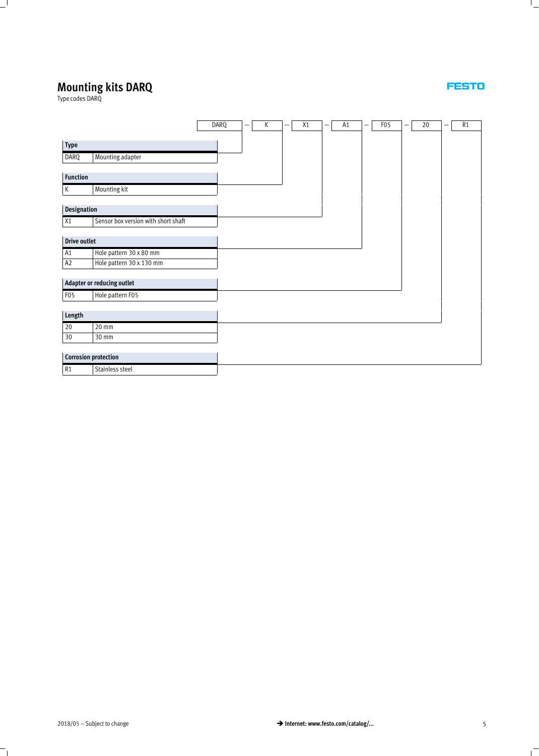# Mounting kits DARQ

Type codes DARQ

| DARQ | – | K | – | X1 | – | A1 | – | F05 | – | 20 | – | R1 |
|---|---|---|---|---|---|---|---|---|---|---|---|---|

| Type | |
|---|---|
| DARQ | Mounting adapter |

| Function | |
|---|---|
| K | Mounting kit |

| Designation | |
|---|---|
| X1 | Sensor box version with short shaft |

| Drive outlet | |
|---|---|
| A1 | Hole pattern 30 x 80 mm |
| A2 | Hole pattern 30 x 130 mm |

| Adapter or reducing outlet | |
|---|---|
| F05 | Hole pattern F05 |

| Length | |
|---|---|
| 20 | 20 mm |
| 30 | 30 mm |

| Corrosion protection | |
|---|---|
| R1 | Stainless steel |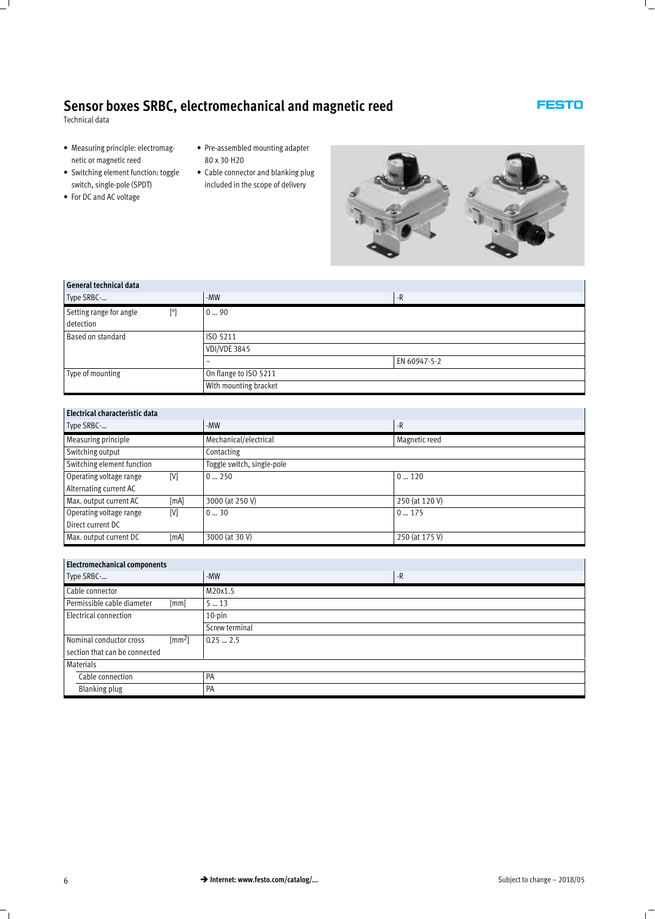# Sensor boxes SRBC, electromechanical and magnetic reed

Technical data

- Measuring principle: electromagnetic or magnetic reed
- Switching element function: toggle switch, single-pole (SPDT)
- For DC and AC voltage
- Pre-assembled mounting adapter 80 x 30 H20
- Cable connector and blanking plug included in the scope of delivery

| General technical data | | | |
|---|---|---|---|
| Type SRBC-… | | -MW | -R |
| Setting range for angle detection | [°] | 0 … 90 | |
| Based on standard | | ISO 5211 | |
| | | VDI/VDE 3845 | |
| | | – | EN 60947-5-2 |
| Type of mounting | | On flange to ISO 5211 | |
| | | With mounting bracket | |

| Electrical characteristic data | | | |
|---|---|---|---|
| Type SRBC-… | | -MW | -R |
| Measuring principle | | Mechanical/electrical | Magnetic reed |
| Switching output | | Contacting | |
| Switching element function | | Toggle switch, single-pole | |
| Operating voltage range Alternating current AC | [V] | 0 … 250 | 0 … 120 |
| Max. output current AC | [mA] | 3000 (at 250 V) | 250 (at 120 V) |
| Operating voltage range Direct current DC | [V] | 0 … 30 | 0 … 175 |
| Max. output current DC | [mA] | 3000 (at 30 V) | 250 (at 175 V) |

| Electromechanical components | | | |
|---|---|---|---|
| Type SRBC-… | | -MW | -R |
| Cable connector | | M20x1.5 | |
| Permissible cable diameter | [mm] | 5 … 13 | |
| Electrical connection | | 10-pin | |
| | | Screw terminal | |
| Nominal conductor cross section that can be connected | [$mm^2$] | 0.25 … 2.5 | |
| Materials | | | |
| Cable connection | | PA | |
| Blanking plug | | PA | |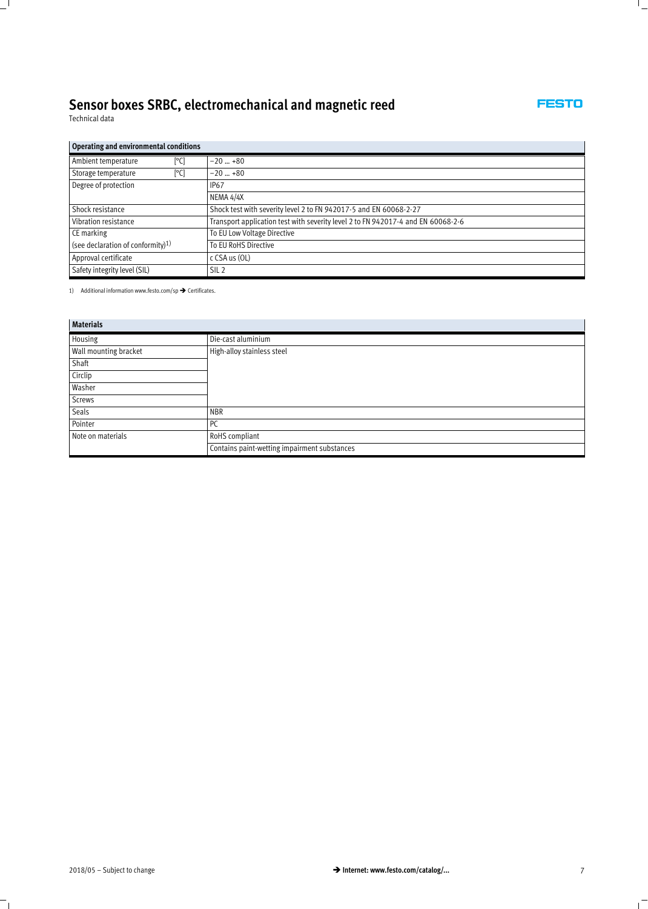# Sensor boxes SRBC, electromechanical and magnetic reed

Technical data

| Operating and environmental conditions | | |
|---|---|---|
| Ambient temperature | [°C] | –20 … +80 |
| Storage temperature | [°C] | –20 … +80 |
| Degree of protection | | IP67 |
| | | NEMA 4/4X |
| Shock resistance | | Shock test with severity level 2 to FN 942017-5 and EN 60068-2-27 |
| Vibration resistance | | Transport application test with severity level 2 to FN 942017-4 and EN 60068-2-6 |
| CE marking | | To EU Low Voltage Directive |
| (see declaration of conformity)[1] | | To EU RoHS Directive |
| Approval certificate | | c CSA us (OL) |
| Safety integrity level (SIL) | | SIL 2 |

1) Additional information www.festo.com/sp ➔ Certificates.

| Materials | |
|---|---|
| Housing | Die-cast aluminium |
| Wall mounting bracket | High-alloy stainless steel |
| Shaft | |
| Circlip | |
| Washer | |
| Screws | |
| Seals | NBR |
| Pointer | PC |
| Note on materials | RoHS compliant |
| | Contains paint-wetting impairment substances |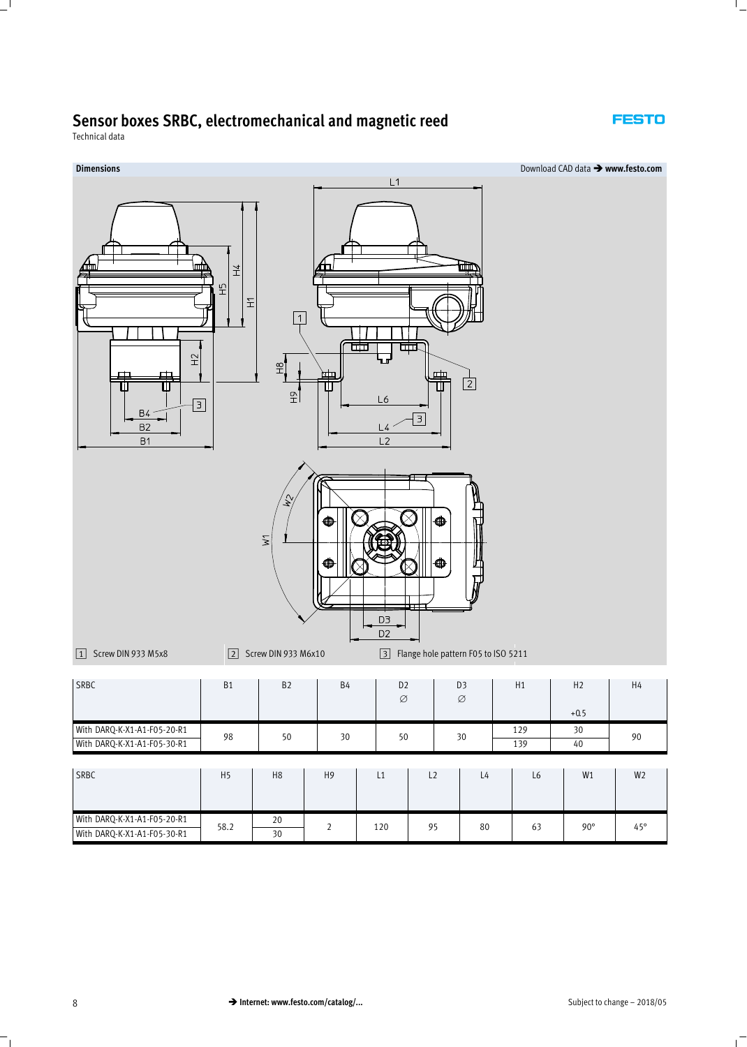# Sensor boxes SRBC, electromechanical and magnetic reed

Technical data

**Dimensions**

Download CAD data ➔ **www.festo.com**

1 Screw DIN 933 M5x8

2 Screw DIN 933 M6x10

3 Flange hole pattern F05 to ISO 5211

| SRBC | B1 | B2 | B4 | D2 ∅ | D3 ∅ | H1 | H2 +0.5 | H4 |
|---|---|---|---|---|---|---|---|---|
| With DARQ-K-X1-A1-F05-20-R1 | 98 | 50 | 30 | 50 | 30 | 129 | 30 | 90 |
| With DARQ-K-X1-A1-F05-30-R1 | | | | | | 139 | 40 | |

| SRBC | H5 | H8 | H9 | L1 | L2 | L4 | L6 | W1 | W2 |
|---|---|---|---|---|---|---|---|---|---|
| With DARQ-K-X1-A1-F05-20-R1 | 58.2 | 20 | 2 | 120 | 95 | 80 | 63 | 90° | 45° |
| With DARQ-K-X1-A1-F05-30-R1 | | 30 | | | | | | | |

➔ **Internet: www.festo.com/catalog/...**

Subject to change – 2018/05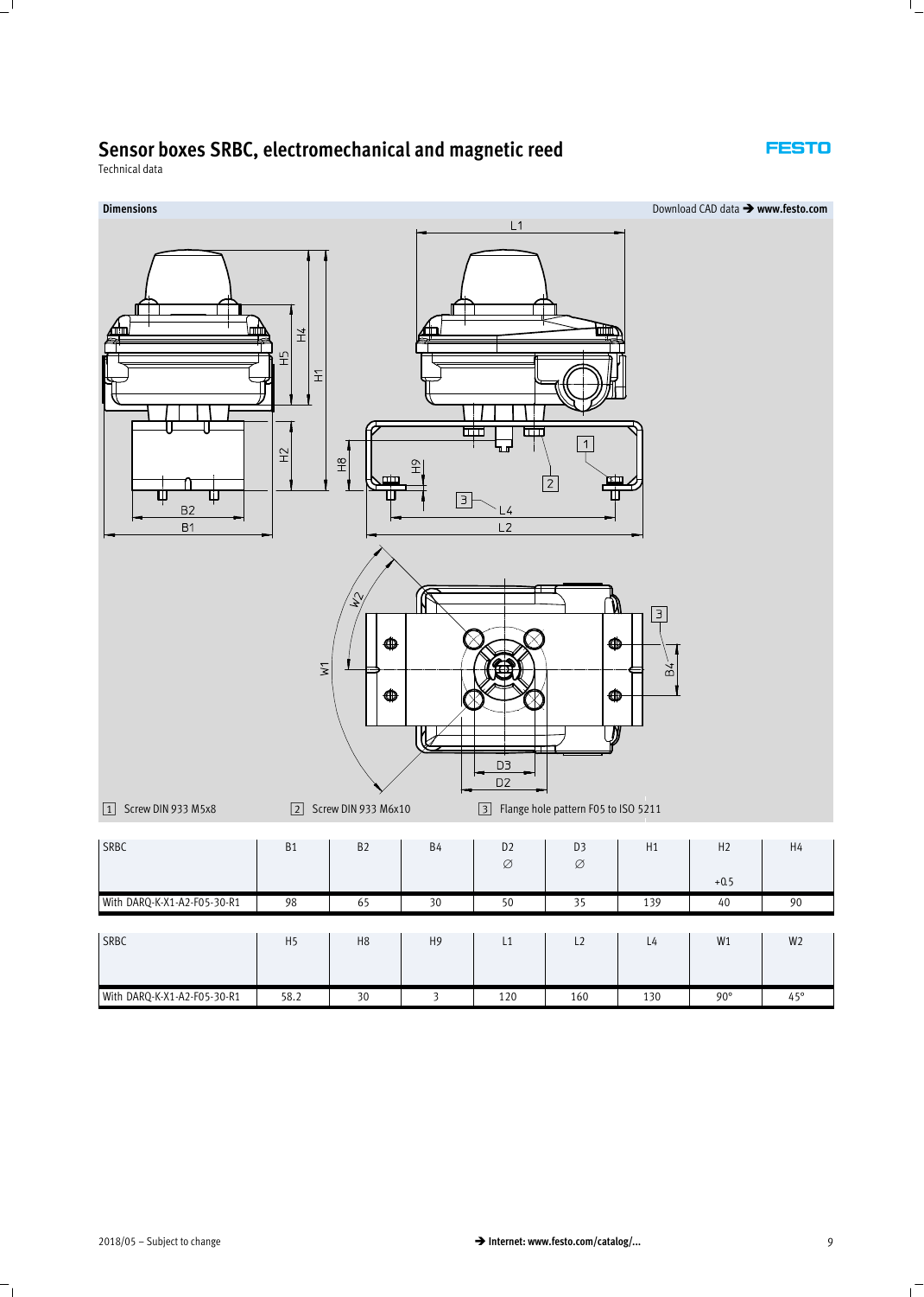# Sensor boxes SRBC, electromechanical and magnetic reed

Technical data

**Dimensions**

Download CAD data ➔ **www.festo.com**

[1] Screw DIN 933 M5x8

[2] Screw DIN 933 M6x10

[3] Flange hole pattern F05 to ISO 5211

| SRBC | B1 | B2 | B4 | D2 ∅ | D3 ∅ | H1 | H2 +0.5 | H4 |
|---|---|---|---|---|---|---|---|---|
| With DARQ-K-X1-A2-F05-30-R1 | 98 | 65 | 30 | 50 | 35 | 139 | 40 | 90 |

| SRBC | H5 | H8 | H9 | L1 | L2 | L4 | W1 | W2 |
|---|---|---|---|---|---|---|---|---|
| With DARQ-K-X1-A2-F05-30-R1 | 58.2 | 30 | 3 | 120 | 160 | 130 | 90° | 45° |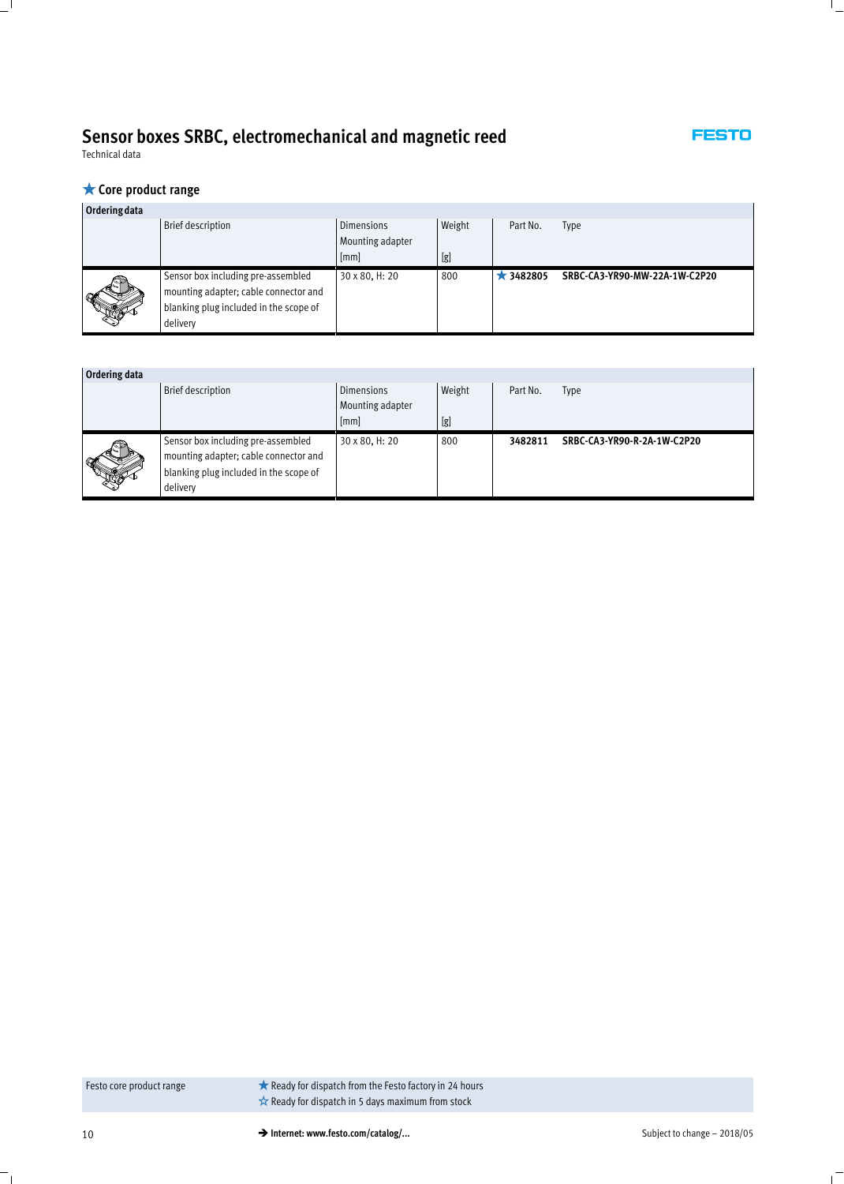# Sensor boxes SRBC, electromechanical and magnetic reed

Technical data

## ★ Core product range

| Ordering data | | | | | |
|---|---|---|---|---|---|
| | Brief description | Dimensions Mounting adapter [mm] | Weight [g] | Part No. | Type |
| | Sensor box including pre-assembled mounting adapter; cable connector and blanking plug included in the scope of delivery | 30 x 80, H: 20 | 800 | ★ **3482805** | **SRBC-CA3-YR90-MW-22A-1W-C2P20** |

| Ordering data | | | | | |
|---|---|---|---|---|---|
| | Brief description | Dimensions Mounting adapter [mm] | Weight [g] | Part No. | Type |
| | Sensor box including pre-assembled mounting adapter; cable connector and blanking plug included in the scope of delivery | 30 x 80, H: 20 | 800 | **3482811** | **SRBC-CA3-YR90-R-2A-1W-C2P20** |

Festo core product range

★ Ready for dispatch from the Festo factory in 24 hours

☆ Ready for dispatch in 5 days maximum from stock

→ **Internet: www.festo.com/catalog/...**

Subject to change – 2018/05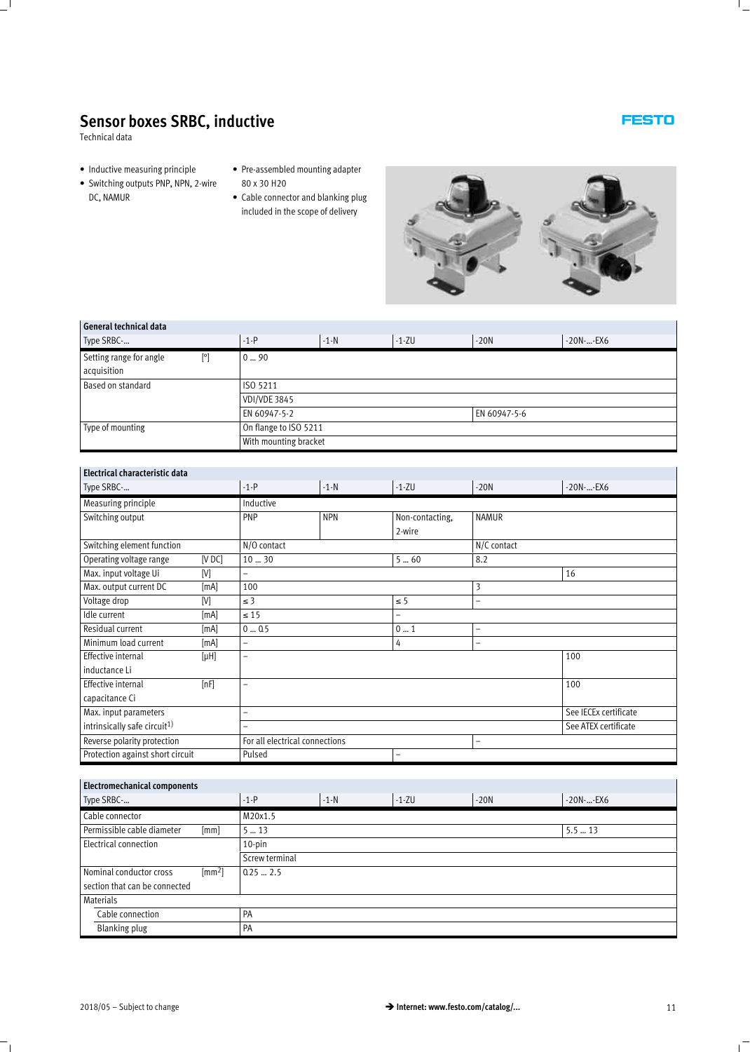# Sensor boxes SRBC, inductive

Technical data

- Inductive measuring principle
- Switching outputs PNP, NPN, 2-wire DC, NAMUR
- Pre-assembled mounting adapter 80 x 30 H20
- Cable connector and blanking plug included in the scope of delivery

| General technical data | | | | | | |
|---|---|---|---|---|---|---|
| Type SRBC-... | | -1-P | -1-N | -1-ZU | -20N | -20N-...-EX6 |
| Setting range for angle acquisition | [°] | 0 ... 90 | | | | |
| Based on standard | | ISO 5211 | | | | |
| | | VDI/VDE 3845 | | | | |
| | | EN 60947-5-2 | | | EN 60947-5-6 | |
| Type of mounting | | On flange to ISO 5211 | | | | |
| | | With mounting bracket | | | | |

| Electrical characteristic data | | | | | | |
|---|---|---|---|---|---|---|
| Type SRBC-... | | -1-P | -1-N | -1-ZU | -20N | -20N-...-EX6 |
| Measuring principle | | Inductive | | | | |
| Switching output | | PNP | NPN | Non-contacting, 2-wire | NAMUR | |
| Switching element function | | N/O contact | | | N/C contact | |
| Operating voltage range | [V DC] | 10 ... 30 | | 5 ... 60 | 8.2 | |
| Max. input voltage Ui | [V] | – | | | | 16 |
| Max. output current DC | [mA] | 100 | | | 3 | |
| Voltage drop | [V] | ≤ 3 | | ≤ 5 | – | |
| Idle current | [mA] | ≤ 15 | | – | | |
| Residual current | [mA] | 0 ... 0.5 | | 0 ... 1 | – | |
| Minimum load current | [mA] | – | | 4 | – | |
| Effective internal inductance Li | [µH] | – | | | | 100 |
| Effective internal capacitance Ci | [nF] | – | | | | 100 |
| Max. input parameters intrinsically safe circuit[1] | | – | | | | See IECEx certificate |
| | | – | | | | See ATEX certificate |
| Reverse polarity protection | | For all electrical connections | | | – | |
| Protection against short circuit | | Pulsed | | – | | |

| Electromechanical components | | | | | | |
|---|---|---|---|---|---|---|
| Type SRBC-... | | -1-P | -1-N | -1-ZU | -20N | -20N-...-EX6 |
| Cable connector | | M20x1.5 | | | | |
| Permissible cable diameter | [mm] | 5 ... 13 | | | | 5.5 ... 13 |
| Electrical connection | | 10-pin | | | | |
| | | Screw terminal | | | | |
| Nominal conductor cross section that can be connected | [mm²] | 0.25 ... 2.5 | | | | |
| Materials | | | | | | |
| Cable connection | | PA | | | | |
| Blanking plug | | PA | | | | |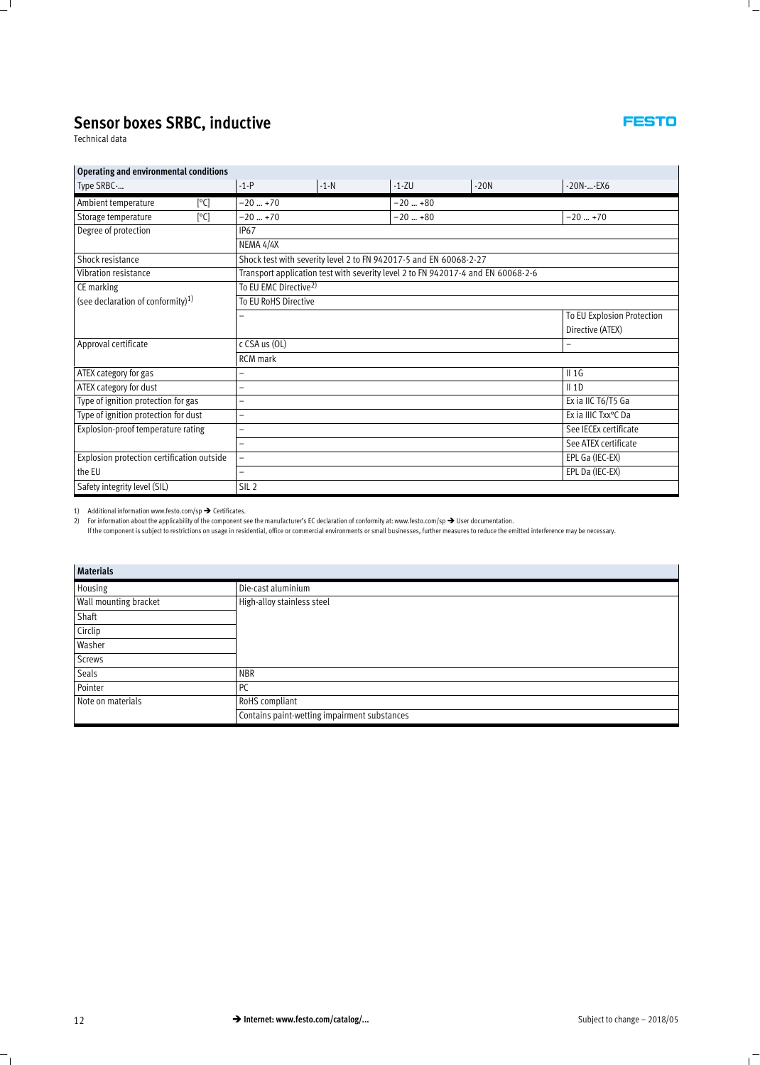# Sensor boxes SRBC, inductive

Technical data

| Operating and environmental conditions | | | | | | |
|---|---|---|---|---|---|---|
| Type SRBC-… | | -1-P | -1-N | -1-ZU | -20N | -20N-…-EX6 |
| Ambient temperature | [°C] | −20 … +70 | | −20 … +80 | | |
| Storage temperature | [°C] | −20 … +70 | | −20 … +80 | | −20 … +70 |
| Degree of protection | | IP67 | | | | |
| | | NEMA 4/4X | | | | |
| Shock resistance | | Shock test with severity level 2 to FN 942017-5 and EN 60068-2-27 | | | | |
| Vibration resistance | | Transport application test with severity level 2 to FN 942017-4 and EN 60068-2-6 | | | | |
| CE marking (see declaration of conformity)[1] | | To EU EMC Directive[2] | | | | |
| | | To EU RoHS Directive | | | | |
| | | – | | | | To EU Explosion Protection Directive (ATEX) |
| Approval certificate | | c CSA us (OL) | | | | – |
| | | RCM mark | | | | |
| ATEX category for gas | | – | | | | II 1G |
| ATEX category for dust | | – | | | | II 1D |
| Type of ignition protection for gas | | – | | | | Ex ia IIC T6/T5 Ga |
| Type of ignition protection for dust | | – | | | | Ex ia IIIC Txx°C Da |
| Explosion-proof temperature rating | | – | | | | See IECEx certificate |
| | | – | | | | See ATEX certificate |
| Explosion protection certification outside the EU | | – | | | | EPL Ga (IEC-EX) |
| | | – | | | | EPL Da (IEC-EX) |
| Safety integrity level (SIL) | | SIL 2 | | | | |

1) Additional information www.festo.com/sp → Certificates.
2) For information about the applicability of the component see the manufacturer's EC declaration of conformity at: www.festo.com/sp → User documentation.
If the component is subject to restrictions on usage in residential, office or commercial environments or small businesses, further measures to reduce the emitted interference may be necessary.

| Materials | |
|---|---|
| Housing | Die-cast aluminium |
| Wall mounting bracket | High-alloy stainless steel |
| Shaft | |
| Circlip | |
| Washer | |
| Screws | |
| Seals | NBR |
| Pointer | PC |
| Note on materials | RoHS compliant |
| | Contains paint-wetting impairment substances |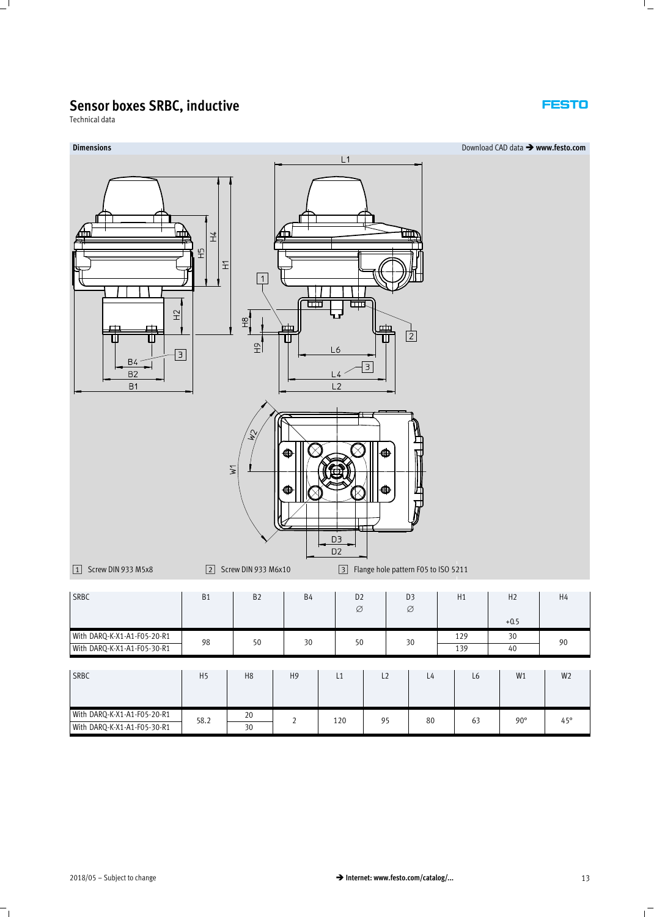# Sensor boxes SRBC, inductive

Technical data

**Dimensions**

Download CAD data → **www.festo.com**

[1] Screw DIN 933 M5x8 [2] Screw DIN 933 M6x10 [3] Flange hole pattern F05 to ISO 5211

| SRBC | B1 | B2 | B4 | D2 ∅ | D3 ∅ | H1 | H2 +0.5 | H4 |
|---|---|---|---|---|---|---|---|---|
| With DARQ-K-X1-A1-F05-20-R1 | 98 | 50 | 30 | 50 | 30 | 129 | 30 | 90 |
| With DARQ-K-X1-A1-F05-30-R1 | | | | | | 139 | 40 | |

| SRBC | H5 | H8 | H9 | L1 | L2 | L4 | L6 | W1 | W2 |
|---|---|---|---|---|---|---|---|---|---|
| With DARQ-K-X1-A1-F05-20-R1 | 58.2 | 20 | 2 | 120 | 95 | 80 | 63 | 90° | 45° |
| With DARQ-K-X1-A1-F05-30-R1 | | 30 | | | | | | | |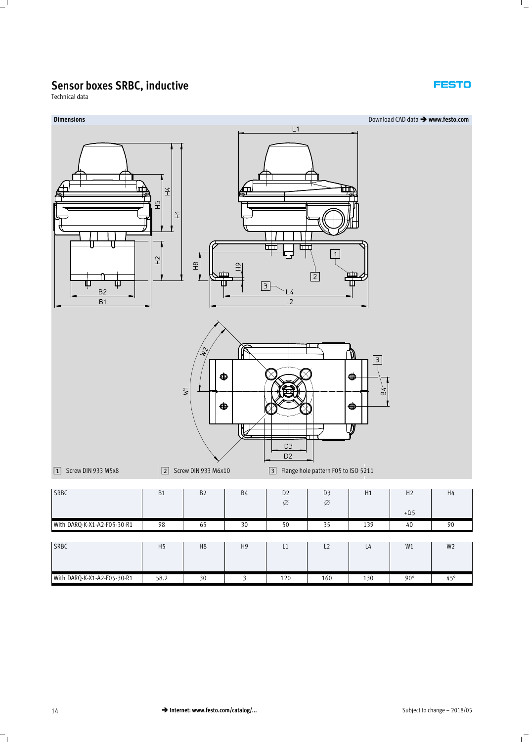# Sensor boxes SRBC, inductive

Technical data

## Dimensions

Download CAD data → **www.festo.com**

[1] Screw DIN 933 M5x8

[2] Screw DIN 933 M6x10

[3] Flange hole pattern F05 to ISO 5211

| SRBC | B1 | B2 | B4 | D2 ∅ | D3 ∅ | H1 | H2 +0.5 | H4 |
|---|---|---|---|---|---|---|---|---|
| With DARQ-K-X1-A2-F05-30-R1 | 98 | 65 | 30 | 50 | 35 | 139 | 40 | 90 |

| SRBC | H5 | H8 | H9 | L1 | L2 | L4 | W1 | W2 |
|---|---|---|---|---|---|---|---|---|
| With DARQ-K-X1-A2-F05-30-R1 | 58.2 | 30 | 3 | 120 | 160 | 130 | 90° | 45° |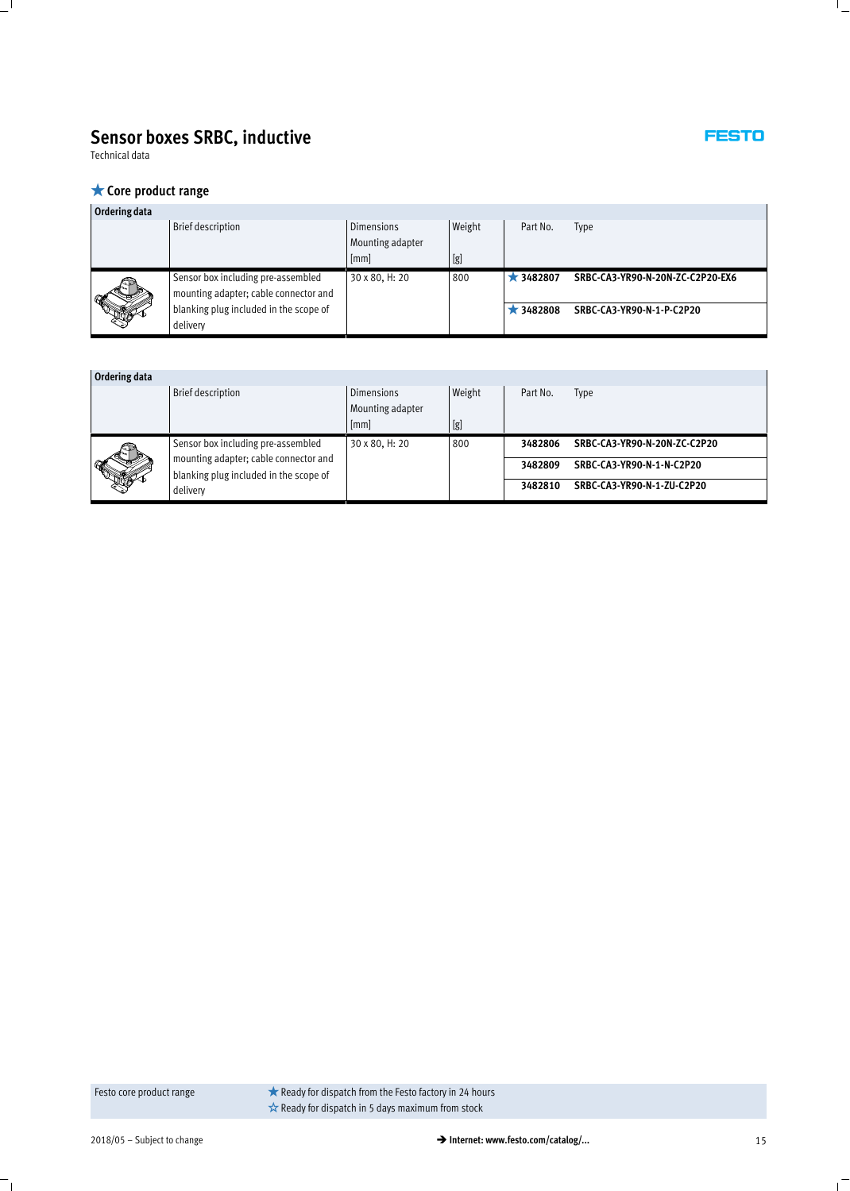# Sensor boxes SRBC, inductive

Technical data

## ★ Core product range

**Ordering data**

| | Brief description | Dimensions Mounting adapter [mm] | Weight [g] | Part No. | Type |
|---|---|---|---|---|---|
| | Sensor box including pre-assembled mounting adapter; cable connector and blanking plug included in the scope of delivery | 30 x 80, H: 20 | 800 | ★ 3482807 | SRBC-CA3-YR90-N-20N-ZC-C2P20-EX6 |
| | | | | ★ 3482808 | SRBC-CA3-YR90-N-1-P-C2P20 |

**Ordering data**

| | Brief description | Dimensions Mounting adapter [mm] | Weight [g] | Part No. | Type |
|---|---|---|---|---|---|
| | Sensor box including pre-assembled mounting adapter; cable connector and blanking plug included in the scope of delivery | 30 x 80, H: 20 | 800 | 3482806 | SRBC-CA3-YR90-N-20N-ZC-C2P20 |
| | | | | 3482809 | SRBC-CA3-YR90-N-1-N-C2P20 |
| | | | | 3482810 | SRBC-CA3-YR90-N-1-ZU-C2P20 |

Festo core product range

★ Ready for dispatch from the Festo factory in 24 hours

☆ Ready for dispatch in 5 days maximum from stock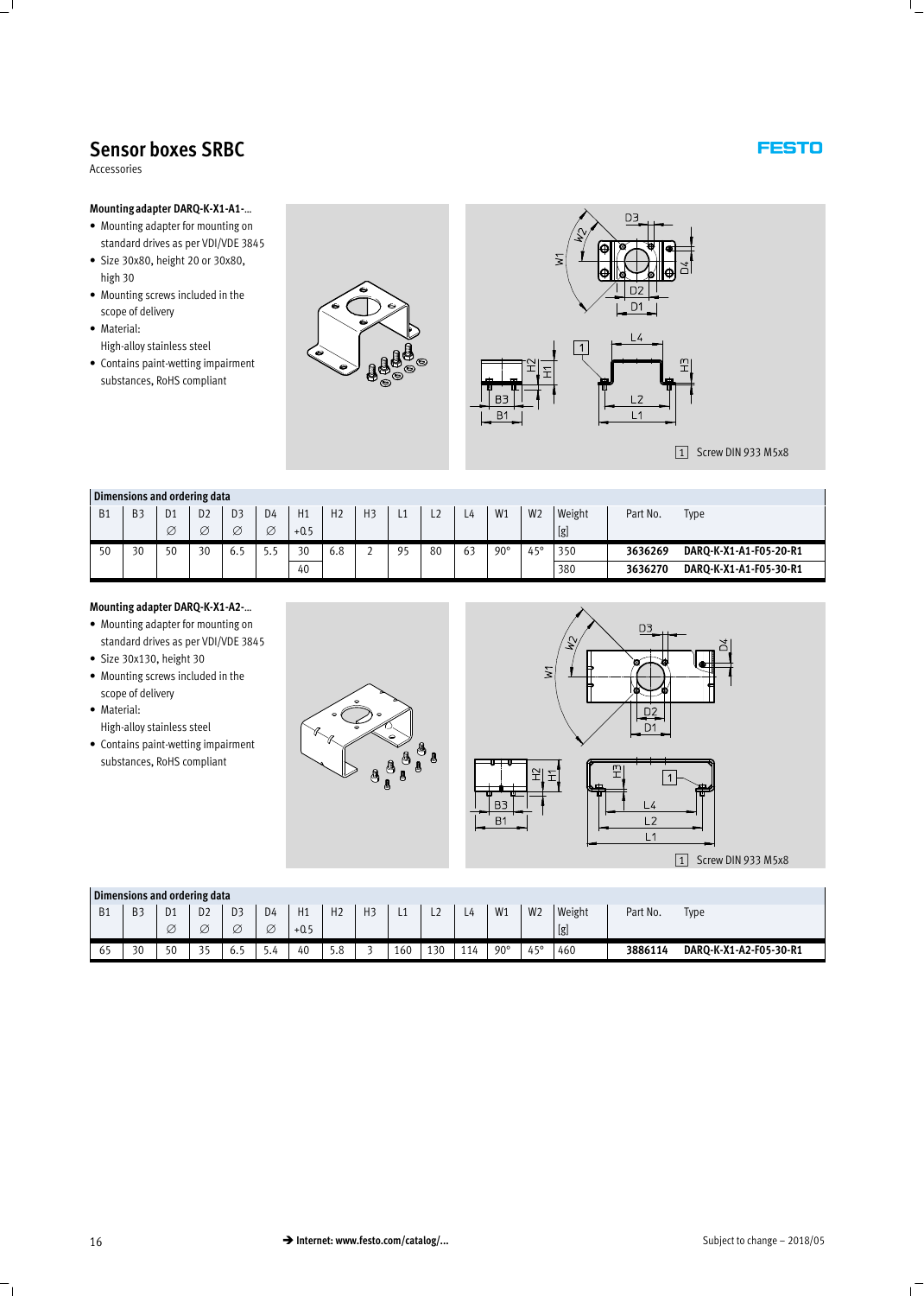# Sensor boxes SRBC

Accessories

### Mounting adapter DARQ-K-X1-A1-...

- Mounting adapter for mounting on standard drives as per VDI/VDE 3845
- Size 30x80, height 20 or 30x80, high 30
- Mounting screws included in the scope of delivery
- Material: High-alloy stainless steel
- Contains paint-wetting impairment substances, RoHS compliant

[1] Screw DIN 933 M5x8

**Dimensions and ordering data**

| B1 | B3 | D1 ∅ | D2 ∅ | D3 ∅ | D4 ∅ | H1 +0.5 | H2 | H3 | L1 | L2 | L4 | W1 | W2 | Weight [g] | Part No. | Type |
|---|---|---|---|---|---|---|---|---|---|---|---|---|---|---|---|---|
| 50 | 30 | 50 | 30 | 6.5 | 5.5 | 30 | 6.8 | 2 | 95 | 80 | 63 | 90° | 45° | 350 | **3636269** | **DARQ-K-X1-A1-F05-20-R1** |
| | | | | | | 40 | | | | | | | | 380 | **3636270** | **DARQ-K-X1-A1-F05-30-R1** |

### Mounting adapter DARQ-K-X1-A2-...

- Mounting adapter for mounting on standard drives as per VDI/VDE 3845
- Size 30x130, height 30
- Mounting screws included in the scope of delivery
- Material: High-alloy stainless steel
- Contains paint-wetting impairment substances, RoHS compliant

[1] Screw DIN 933 M5x8

**Dimensions and ordering data**

| B1 | B3 | D1 ∅ | D2 ∅ | D3 ∅ | D4 ∅ | H1 +0.5 | H2 | H3 | L1 | L2 | L4 | W1 | W2 | Weight [g] | Part No. | Type |
|---|---|---|---|---|---|---|---|---|---|---|---|---|---|---|---|---|
| 65 | 30 | 50 | 35 | 6.5 | 5.4 | 40 | 5.8 | 3 | 160 | 130 | 114 | 90° | 45° | 460 | **3886114** | **DARQ-K-X1-A2-F05-30-R1** |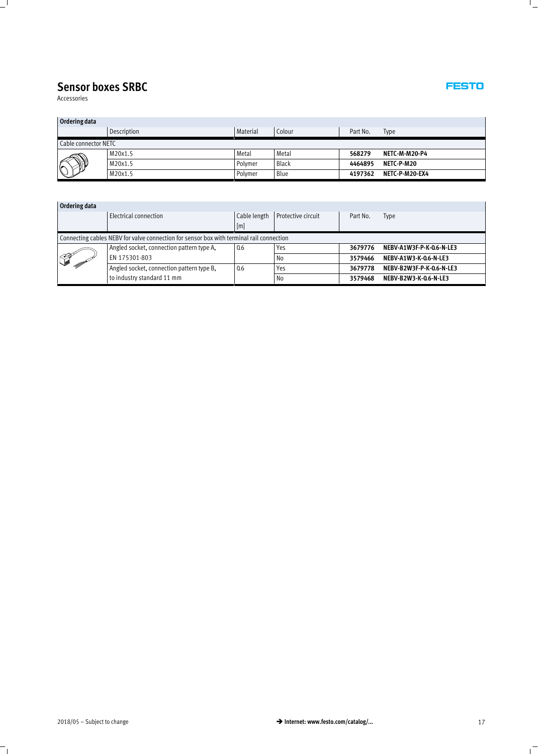# Sensor boxes SRBC

Accessories

| Ordering data | | | | | |
|---|---|---|---|---|---|
| | Description | Material | Colour | Part No. | Type |
| Cable connector NETC | | | | | |
| | M20x1.5 | Metal | Metal | **568279** | **NETC-M-M20-P4** |
| | M20x1.5 | Polymer | Black | **4464895** | **NETC-P-M20** |
| | M20x1.5 | Polymer | Blue | **4197362** | **NETC-P-M20-EX4** |

| Ordering data | | | | | |
|---|---|---|---|---|---|
| | Electrical connection | Cable length [m] | Protective circuit | Part No. | Type |
| Connecting cables NEBV for valve connection for sensor box with terminal rail connection | | | | | |
| | Angled socket, connection pattern type A, EN 175301-803 | 0.6 | Yes | **3679776** | **NEBV-A1W3F-P-K-0.6-N-LE3** |
| | | | No | **3579466** | **NEBV-A1W3-K-0.6-N-LE3** |
| | Angled socket, connection pattern type B, to industry standard 11 mm | 0.6 | Yes | **3679778** | **NEBV-B2W3F-P-K-0.6-N-LE3** |
| | | | No | **3579468** | **NEBV-B2W3-K-0.6-N-LE3** |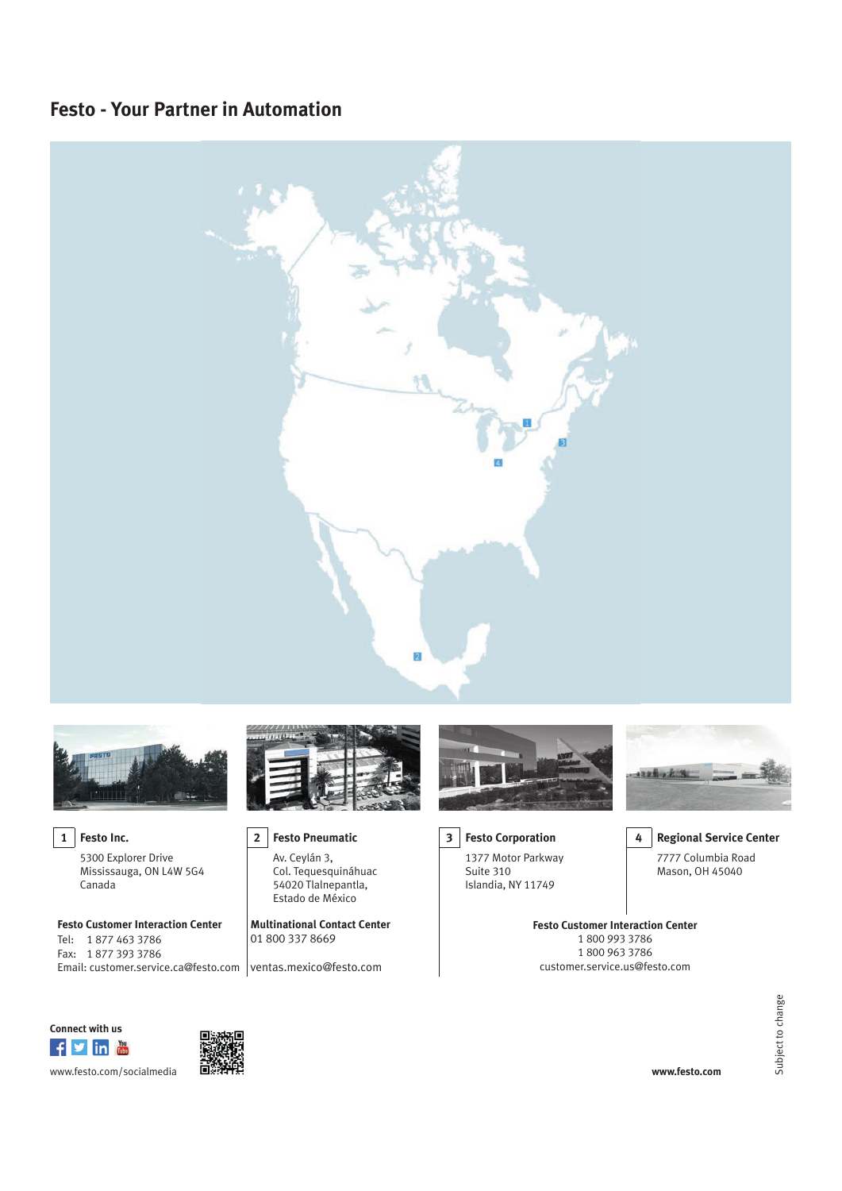# Festo - Your Partner in Automation

**1 Festo Inc.**

5300 Explorer Drive
Mississauga, ON L4W 5G4
Canada

**Festo Customer Interaction Center**
Tel: 1 877 463 3786
Fax: 1 877 393 3786
Email: customer.service.ca@festo.com

**2 Festo Pneumatic**

Av. Ceylán 3,
Col. Tequesquináhuac
54020 Tlalnepantla,
Estado de México

**Multinational Contact Center**
01 800 337 8669
ventas.mexico@festo.com

**3 Festo Corporation**

1377 Motor Parkway
Suite 310
Islandia, NY 11749

**4 Regional Service Center**

7777 Columbia Road
Mason, OH 45040

**Festo Customer Interaction Center**
1 800 993 3786
1 800 963 3786
customer.service.us@festo.com

**Connect with us**
www.festo.com/socialmedia

**www.festo.com**

Subject to change